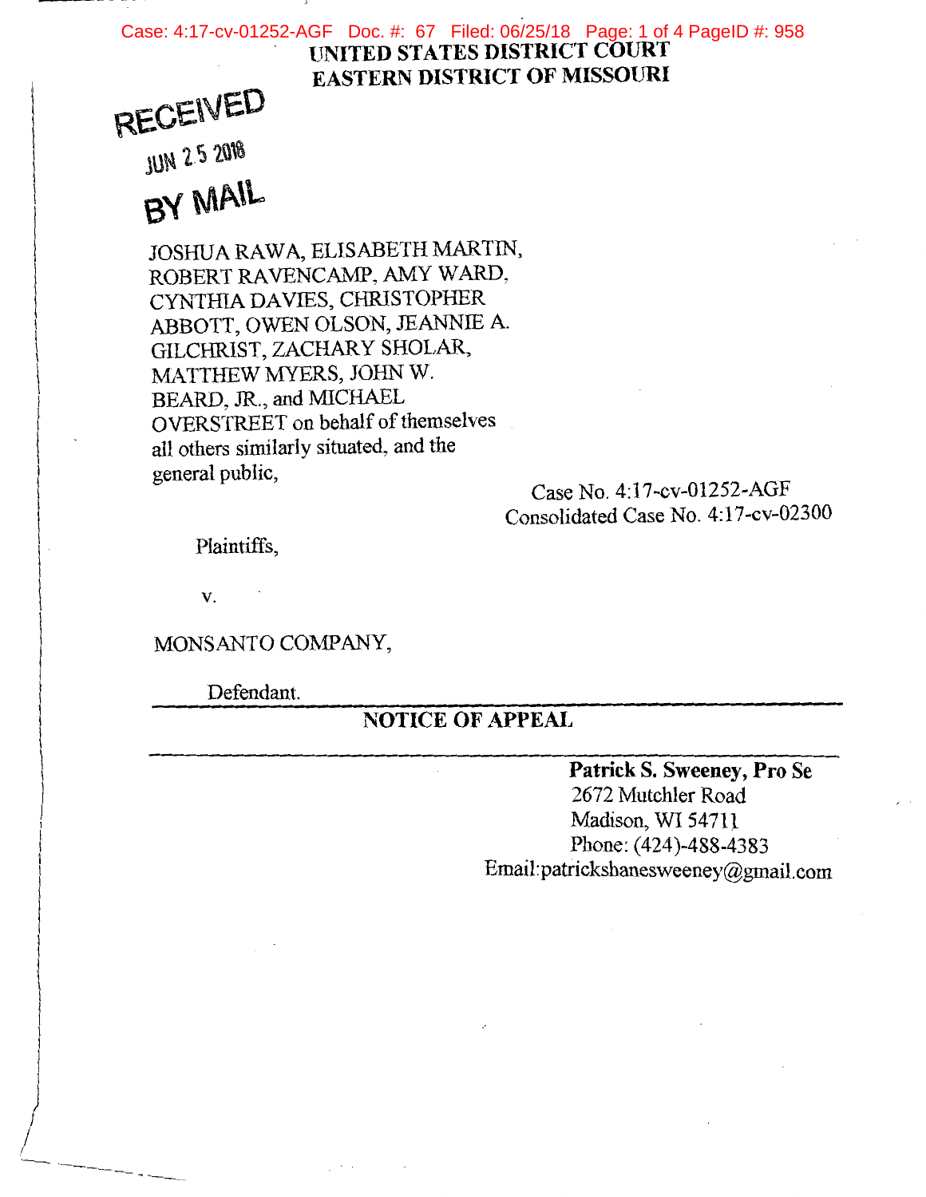**UNITED STATES DISTRICT COURT**
**EASTERN DISTRICT OF MISSOURI**

RECEIVED
JUN 25 2018
BY MAIL

JOSHUA RAWA, ELISABETH MARTIN, ROBERT RAVENCAMP, AMY WARD, CYNTHIA DAVIES, CHRISTOPHER ABBOTT, OWEN OLSON, JEANNIE A. GILCHRIST, ZACHARY SHOLAR, MATTHEW MYERS, JOHN W. BEARD, JR., and MICHAEL OVERSTREET on behalf of themselves all others similarly situated, and the general public,

Plaintiffs,

v.

MONSANTO COMPANY,

Defendant.

Case No. 4:17-cv-01252-AGF
Consolidated Case No. 4:17-cv-02300

---

**NOTICE OF APPEAL**

---

**Patrick S. Sweeney, Pro Se**
2672 Mutchler Road
Madison, WI 54711
Phone: (424)-488-4383
Email:patrickshanesweeney@gmail.com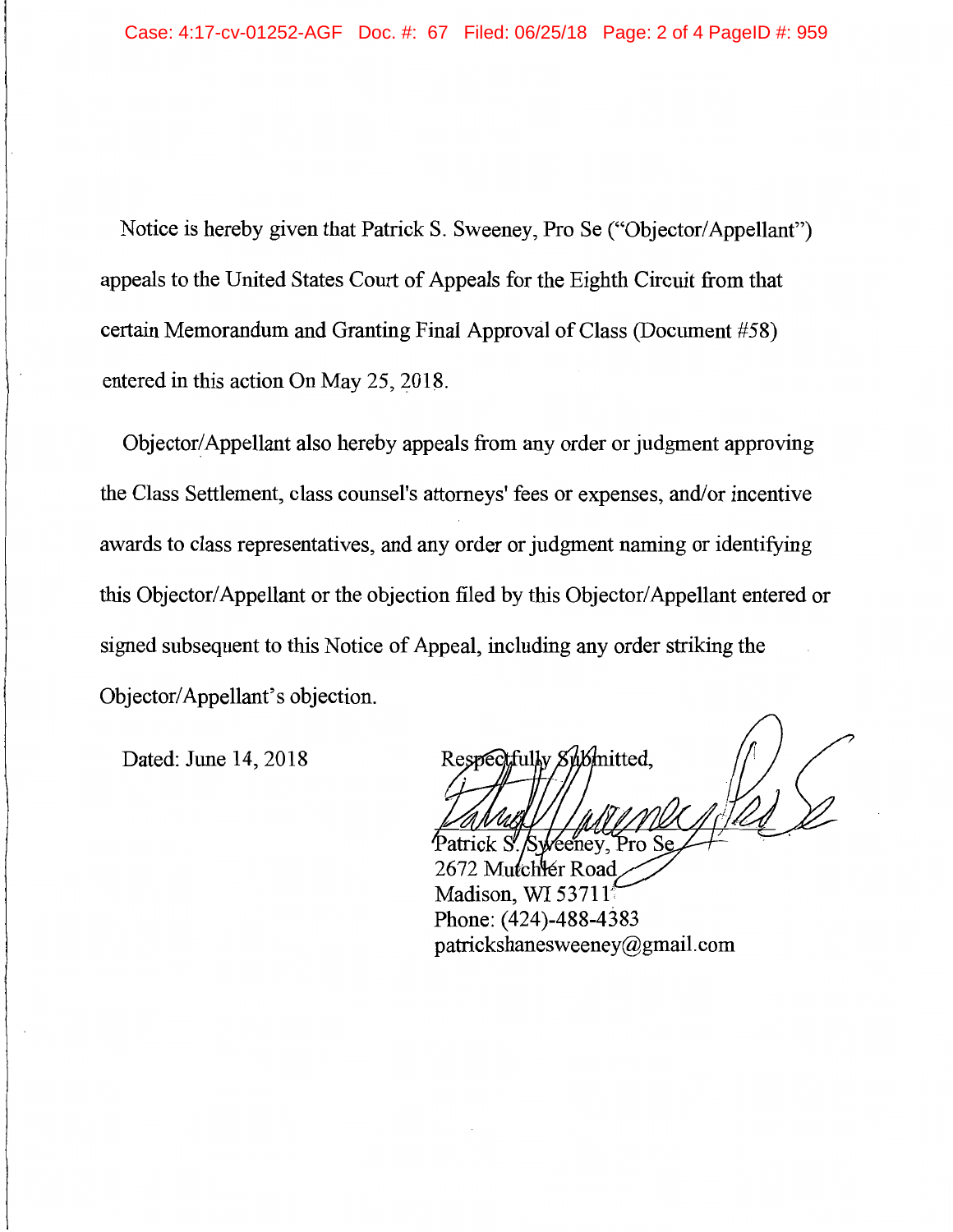Notice is hereby given that Patrick S. Sweeney, Pro Se ("Objector/Appellant") appeals to the United States Court of Appeals for the Eighth Circuit from that certain Memorandum and Granting Final Approval of Class (Document #58) entered in this action On May 25, 2018.

Objector/Appellant also hereby appeals from any order or judgment approving the Class Settlement, class counsel's attorneys' fees or expenses, and/or incentive awards to class representatives, and any order or judgment naming or identifying this Objector/Appellant or the objection filed by this Objector/Appellant entered or signed subsequent to this Notice of Appeal, including any order striking the Objector/Appellant's objection.

Dated: June 14, 2018

Respectfully Submitted,

Patrick S. Sweeney, Pro Se
2672 Mutchler Road
Madison, WI 53711
Phone: (424)-488-4383
patrickshanesweeney@gmail.com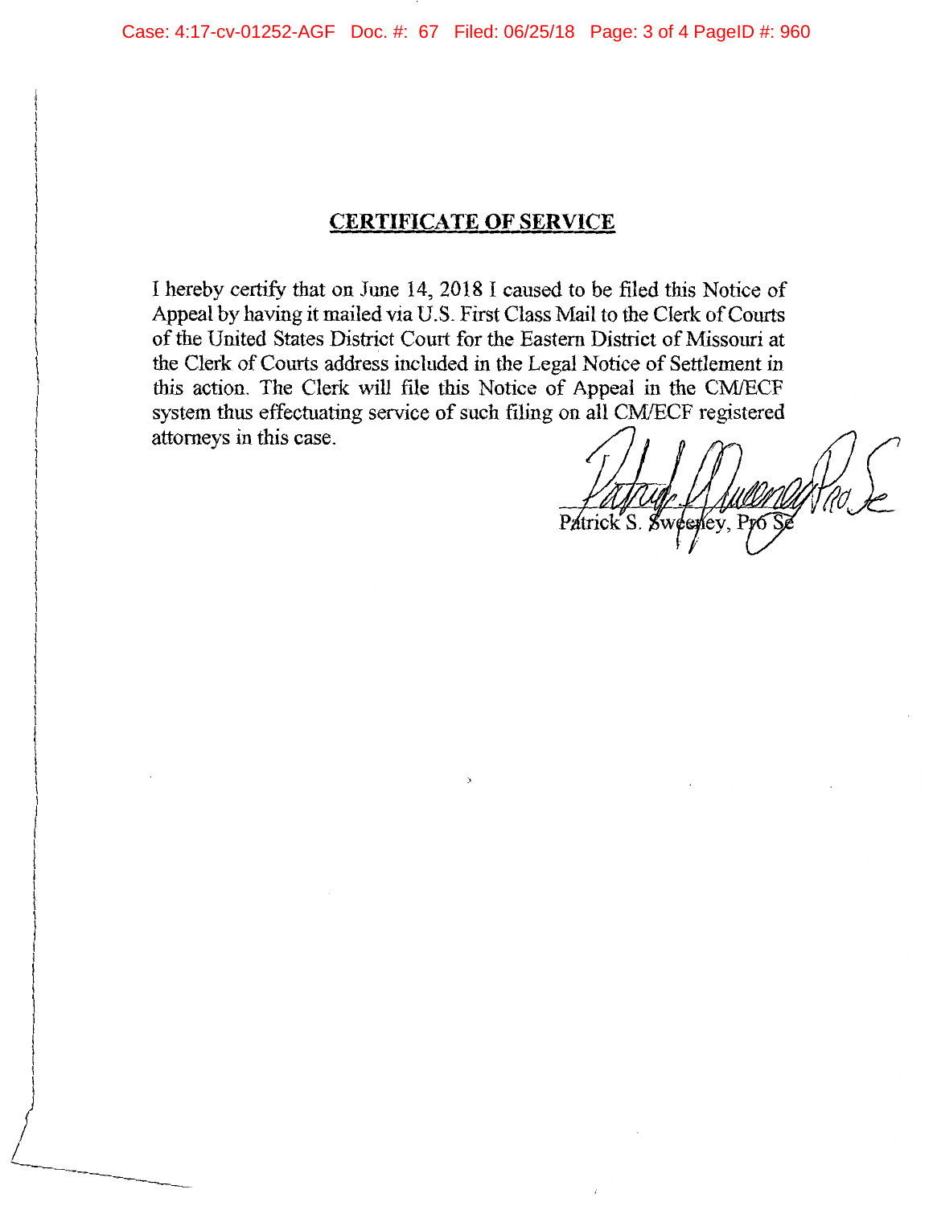## CERTIFICATE OF SERVICE

I hereby certify that on June 14, 2018 I caused to be filed this Notice of Appeal by having it mailed via U.S. First Class Mail to the Clerk of Courts of the United States District Court for the Eastern District of Missouri at the Clerk of Courts address included in the Legal Notice of Settlement in this action. The Clerk will file this Notice of Appeal in the CM/ECF system thus effectuating service of such filing on all CM/ECF registered attorneys in this case.

Patrick S. Sweeney, Pro Se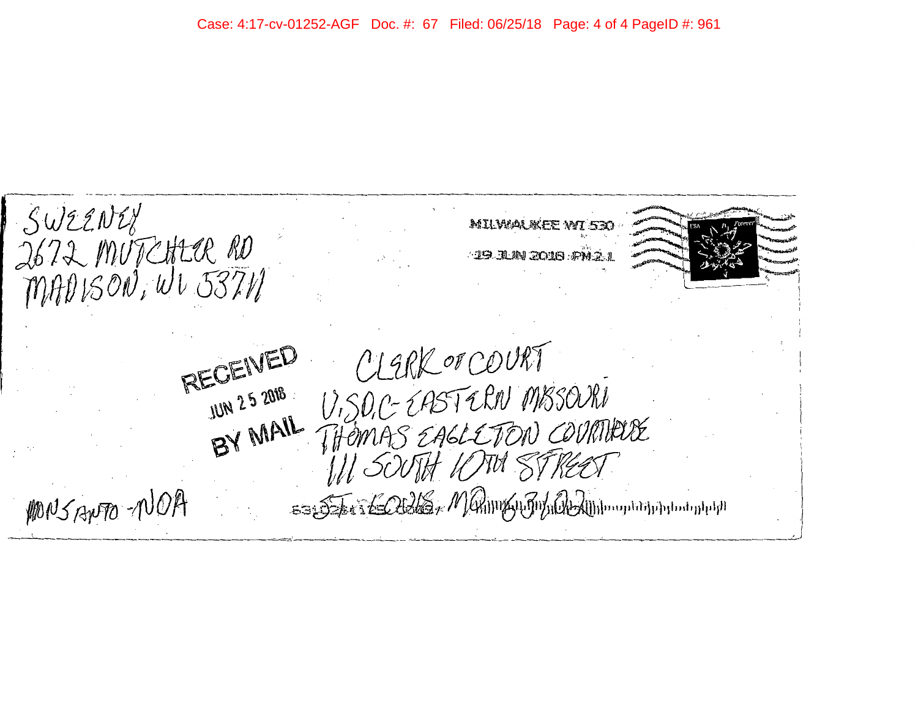SWEENEY
2672 MUTCHLER RD
MADISON, WI 53711

MILWAUKEE WI 530
19 JUN 2018 PM 2 L

RECEIVED
JUN 25 2018
BY MAIL

CLERK OF COURT
U.S.D.C - EASTERN MISSOURI
THOMAS EAGLETON COURTHOUSE
111 SOUTH 10TH STREET
ST. LOUIS, MO 63102

MONSANTO - NOA